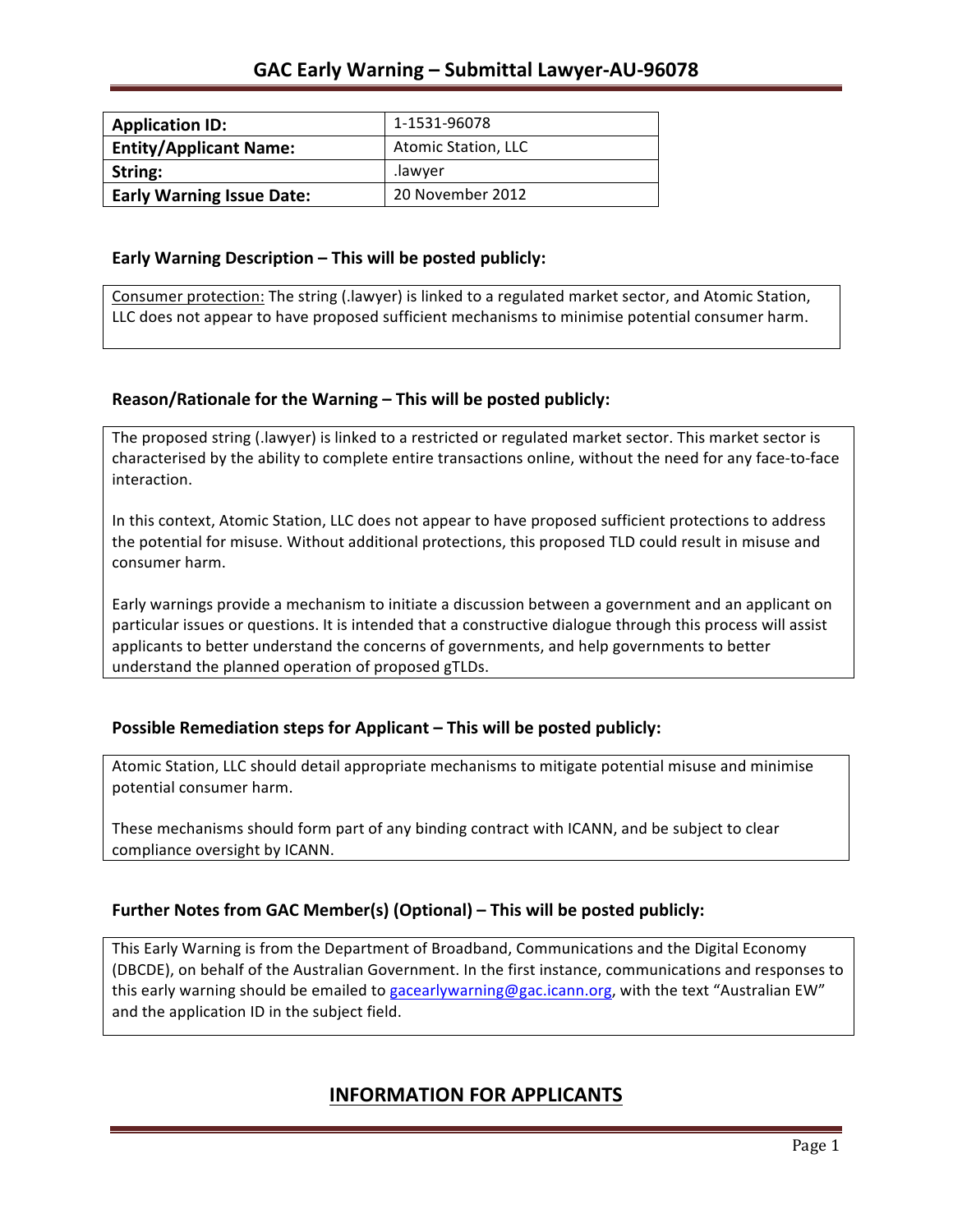# GAC Early Warning – Submittal Lawyer-AU-96078

| Application ID: | 1-1531-96078 |
|---|---|
| Entity/Applicant Name: | Atomic Station, LLC |
| String: | .lawyer |
| Early Warning Issue Date: | 20 November 2012 |

## Early Warning Description – This will be posted publicly:

Consumer protection: The string (.lawyer) is linked to a regulated market sector, and Atomic Station, LLC does not appear to have proposed sufficient mechanisms to minimise potential consumer harm.

## Reason/Rationale for the Warning – This will be posted publicly:

The proposed string (.lawyer) is linked to a restricted or regulated market sector. This market sector is characterised by the ability to complete entire transactions online, without the need for any face-to-face interaction.

In this context, Atomic Station, LLC does not appear to have proposed sufficient protections to address the potential for misuse. Without additional protections, this proposed TLD could result in misuse and consumer harm.

Early warnings provide a mechanism to initiate a discussion between a government and an applicant on particular issues or questions. It is intended that a constructive dialogue through this process will assist applicants to better understand the concerns of governments, and help governments to better understand the planned operation of proposed gTLDs.

## Possible Remediation steps for Applicant – This will be posted publicly:

Atomic Station, LLC should detail appropriate mechanisms to mitigate potential misuse and minimise potential consumer harm.

These mechanisms should form part of any binding contract with ICANN, and be subject to clear compliance oversight by ICANN.

## Further Notes from GAC Member(s) (Optional) – This will be posted publicly:

This Early Warning is from the Department of Broadband, Communications and the Digital Economy (DBCDE), on behalf of the Australian Government. In the first instance, communications and responses to this early warning should be emailed to gacearlywarning@gac.icann.org, with the text "Australian EW" and the application ID in the subject field.

## INFORMATION FOR APPLICANTS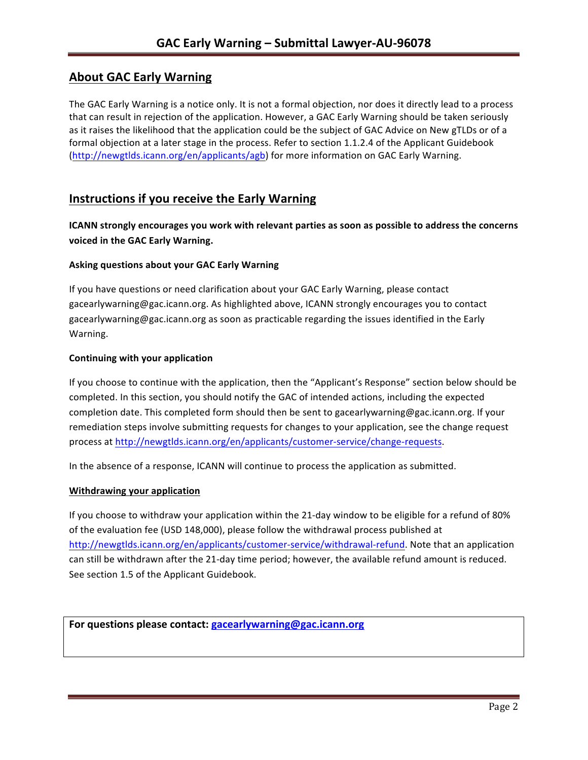## About GAC Early Warning

The GAC Early Warning is a notice only. It is not a formal objection, nor does it directly lead to a process that can result in rejection of the application. However, a GAC Early Warning should be taken seriously as it raises the likelihood that the application could be the subject of GAC Advice on New gTLDs or of a formal objection at a later stage in the process. Refer to section 1.1.2.4 of the Applicant Guidebook (http://newgtlds.icann.org/en/applicants/agb) for more information on GAC Early Warning.

## Instructions if you receive the Early Warning

**ICANN strongly encourages you work with relevant parties as soon as possible to address the concerns voiced in the GAC Early Warning.**

#### Asking questions about your GAC Early Warning

If you have questions or need clarification about your GAC Early Warning, please contact gacearlywarning@gac.icann.org. As highlighted above, ICANN strongly encourages you to contact gacearlywarning@gac.icann.org as soon as practicable regarding the issues identified in the Early Warning.

#### Continuing with your application

If you choose to continue with the application, then the "Applicant's Response" section below should be completed. In this section, you should notify the GAC of intended actions, including the expected completion date. This completed form should then be sent to gacearlywarning@gac.icann.org. If your remediation steps involve submitting requests for changes to your application, see the change request process at http://newgtlds.icann.org/en/applicants/customer-service/change-requests.

In the absence of a response, ICANN will continue to process the application as submitted.

#### Withdrawing your application

If you choose to withdraw your application within the 21-day window to be eligible for a refund of 80% of the evaluation fee (USD 148,000), please follow the withdrawal process published at http://newgtlds.icann.org/en/applicants/customer-service/withdrawal-refund. Note that an application can still be withdrawn after the 21-day time period; however, the available refund amount is reduced. See section 1.5 of the Applicant Guidebook.

**For questions please contact: gacearlywarning@gac.icann.org**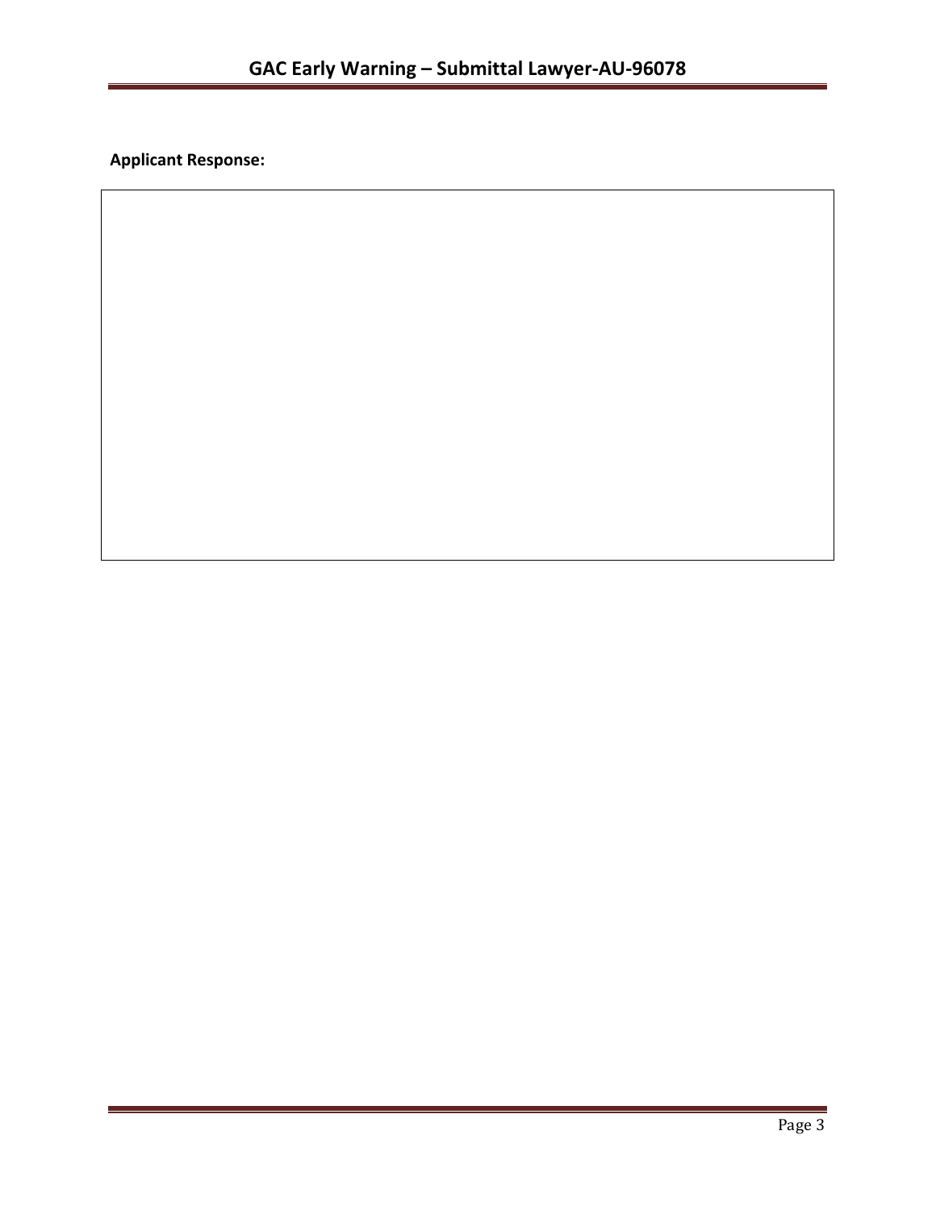**Applicant Response:**